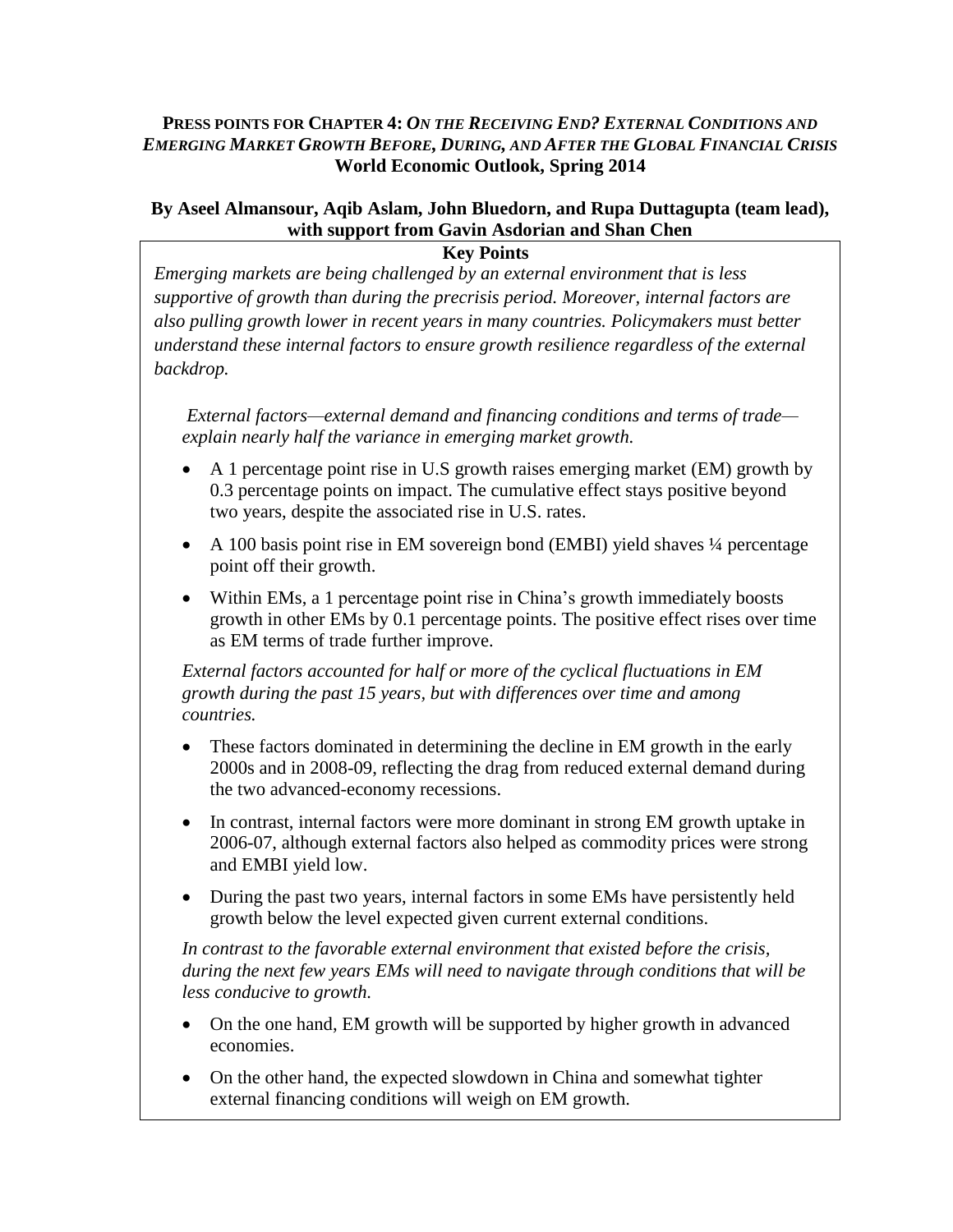**PRESS POINTS FOR CHAPTER 4:** ***ON THE RECEIVING END? EXTERNAL CONDITIONS AND EMERGING MARKET GROWTH BEFORE, DURING, AND AFTER THE GLOBAL FINANCIAL CRISIS***
**World Economic Outlook, Spring 2014**

**By Aseel Almansour, Aqib Aslam, John Bluedorn, and Rupa Duttagupta (team lead), with support from Gavin Asdorian and Shan Chen**

**Key Points**

*Emerging markets are being challenged by an external environment that is less supportive of growth than during the precrisis period. Moreover, internal factors are also pulling growth lower in recent years in many countries. Policymakers must better understand these internal factors to ensure growth resilience regardless of the external backdrop.*

*External factors—external demand and financing conditions and terms of trade—explain nearly half the variance in emerging market growth.*

- A 1 percentage point rise in U.S growth raises emerging market (EM) growth by 0.3 percentage points on impact. The cumulative effect stays positive beyond two years, despite the associated rise in U.S. rates.
- A 100 basis point rise in EM sovereign bond (EMBI) yield shaves ¼ percentage point off their growth.
- Within EMs, a 1 percentage point rise in China's growth immediately boosts growth in other EMs by 0.1 percentage points. The positive effect rises over time as EM terms of trade further improve.

*External factors accounted for half or more of the cyclical fluctuations in EM growth during the past 15 years, but with differences over time and among countries.*

- These factors dominated in determining the decline in EM growth in the early 2000s and in 2008-09, reflecting the drag from reduced external demand during the two advanced-economy recessions.
- In contrast, internal factors were more dominant in strong EM growth uptake in 2006-07, although external factors also helped as commodity prices were strong and EMBI yield low.
- During the past two years, internal factors in some EMs have persistently held growth below the level expected given current external conditions.

*In contrast to the favorable external environment that existed before the crisis, during the next few years EMs will need to navigate through conditions that will be less conducive to growth.*

- On the one hand, EM growth will be supported by higher growth in advanced economies.
- On the other hand, the expected slowdown in China and somewhat tighter external financing conditions will weigh on EM growth.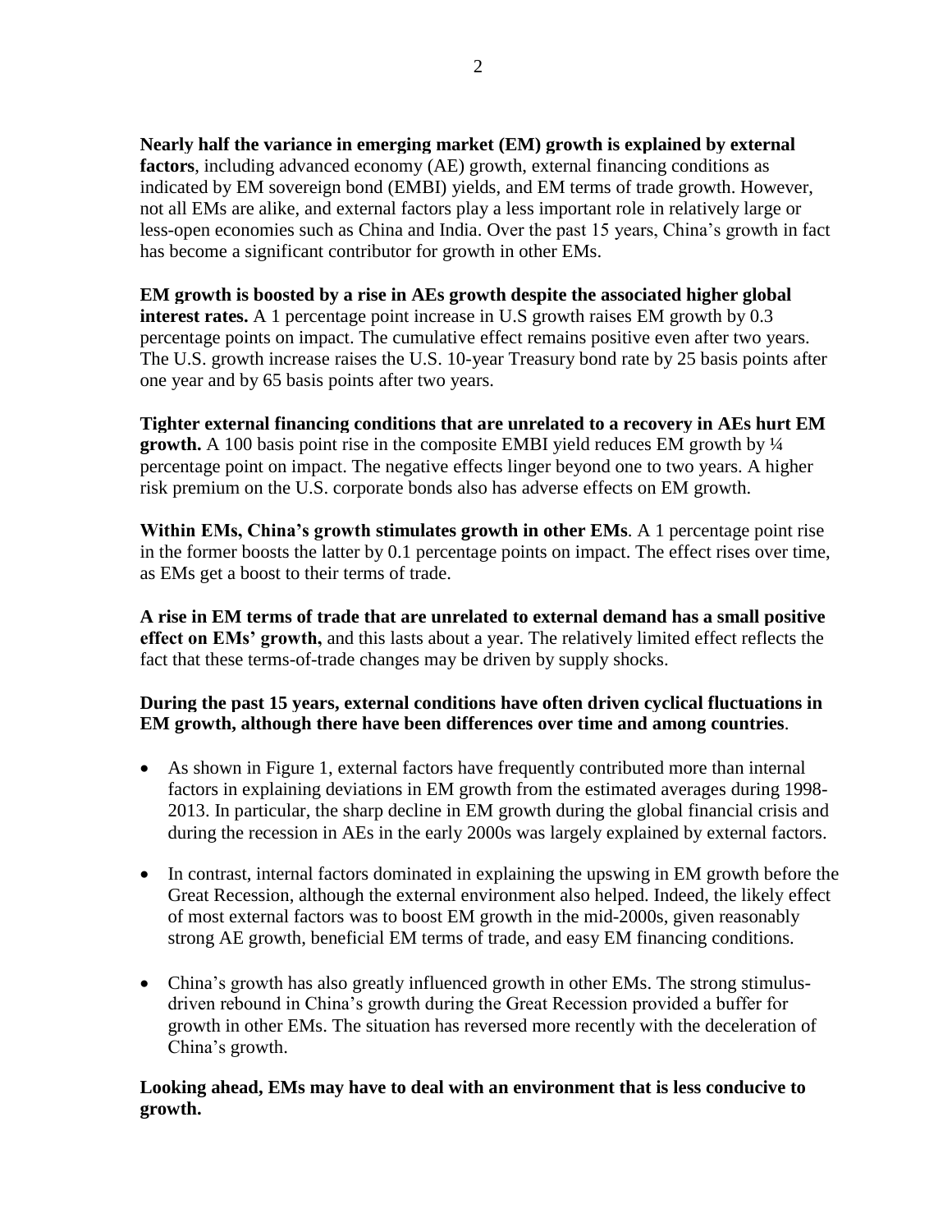**Nearly half the variance in emerging market (EM) growth is explained by external factors**, including advanced economy (AE) growth, external financing conditions as indicated by EM sovereign bond (EMBI) yields, and EM terms of trade growth. However, not all EMs are alike, and external factors play a less important role in relatively large or less-open economies such as China and India. Over the past 15 years, China's growth in fact has become a significant contributor for growth in other EMs.

**EM growth is boosted by a rise in AEs growth despite the associated higher global interest rates.** A 1 percentage point increase in U.S growth raises EM growth by 0.3 percentage points on impact. The cumulative effect remains positive even after two years. The U.S. growth increase raises the U.S. 10-year Treasury bond rate by 25 basis points after one year and by 65 basis points after two years.

**Tighter external financing conditions that are unrelated to a recovery in AEs hurt EM growth.** A 100 basis point rise in the composite EMBI yield reduces EM growth by ¼ percentage point on impact. The negative effects linger beyond one to two years. A higher risk premium on the U.S. corporate bonds also has adverse effects on EM growth.

**Within EMs, China's growth stimulates growth in other EMs**. A 1 percentage point rise in the former boosts the latter by 0.1 percentage points on impact. The effect rises over time, as EMs get a boost to their terms of trade.

**A rise in EM terms of trade that are unrelated to external demand has a small positive effect on EMs' growth,** and this lasts about a year. The relatively limited effect reflects the fact that these terms-of-trade changes may be driven by supply shocks.

**During the past 15 years, external conditions have often driven cyclical fluctuations in EM growth, although there have been differences over time and among countries**.

- As shown in Figure 1, external factors have frequently contributed more than internal factors in explaining deviations in EM growth from the estimated averages during 1998-2013. In particular, the sharp decline in EM growth during the global financial crisis and during the recession in AEs in the early 2000s was largely explained by external factors.
- In contrast, internal factors dominated in explaining the upswing in EM growth before the Great Recession, although the external environment also helped. Indeed, the likely effect of most external factors was to boost EM growth in the mid-2000s, given reasonably strong AE growth, beneficial EM terms of trade, and easy EM financing conditions.
- China's growth has also greatly influenced growth in other EMs. The strong stimulus-driven rebound in China's growth during the Great Recession provided a buffer for growth in other EMs. The situation has reversed more recently with the deceleration of China's growth.

**Looking ahead, EMs may have to deal with an environment that is less conducive to growth.**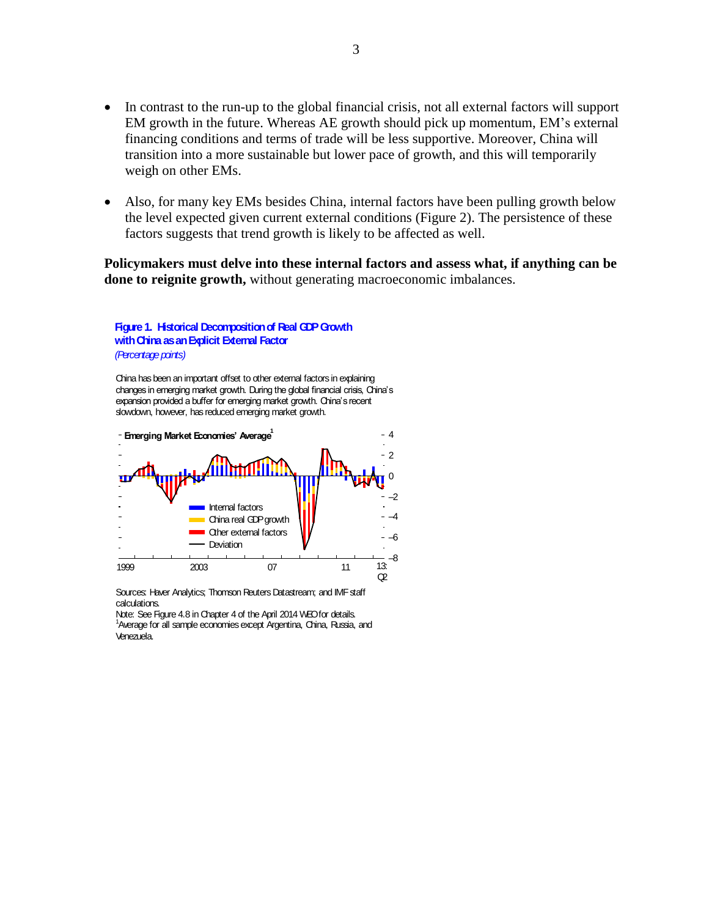- In contrast to the run-up to the global financial crisis, not all external factors will support EM growth in the future. Whereas AE growth should pick up momentum, EM's external financing conditions and terms of trade will be less supportive. Moreover, China will transition into a more sustainable but lower pace of growth, and this will temporarily weigh on other EMs.

- Also, for many key EMs besides China, internal factors have been pulling growth below the level expected given current external conditions (Figure 2). The persistence of these factors suggests that trend growth is likely to be affected as well.

**Policymakers must delve into these internal factors and assess what, if anything can be done to reignite growth,** without generating macroeconomic imbalances.

**Figure 1. Historical Decomposition of Real GDP Growth with China as an Explicit External Factor**
*(Percentage points)*

China has been an important offset to other external factors in explaining changes in emerging market growth. During the global financial crisis, China's expansion provided a buffer for emerging market growth. China's recent slowdown, however, has reduced emerging market growth.

Sources: Haver Analytics; Thomson Reuters Datastream; and IMF staff calculations.
Note: See Figure 4.8 in Chapter 4 of the April 2014 WEO for details.
[1]Average for all sample economies except Argentina, China, Russia, and Venezuela.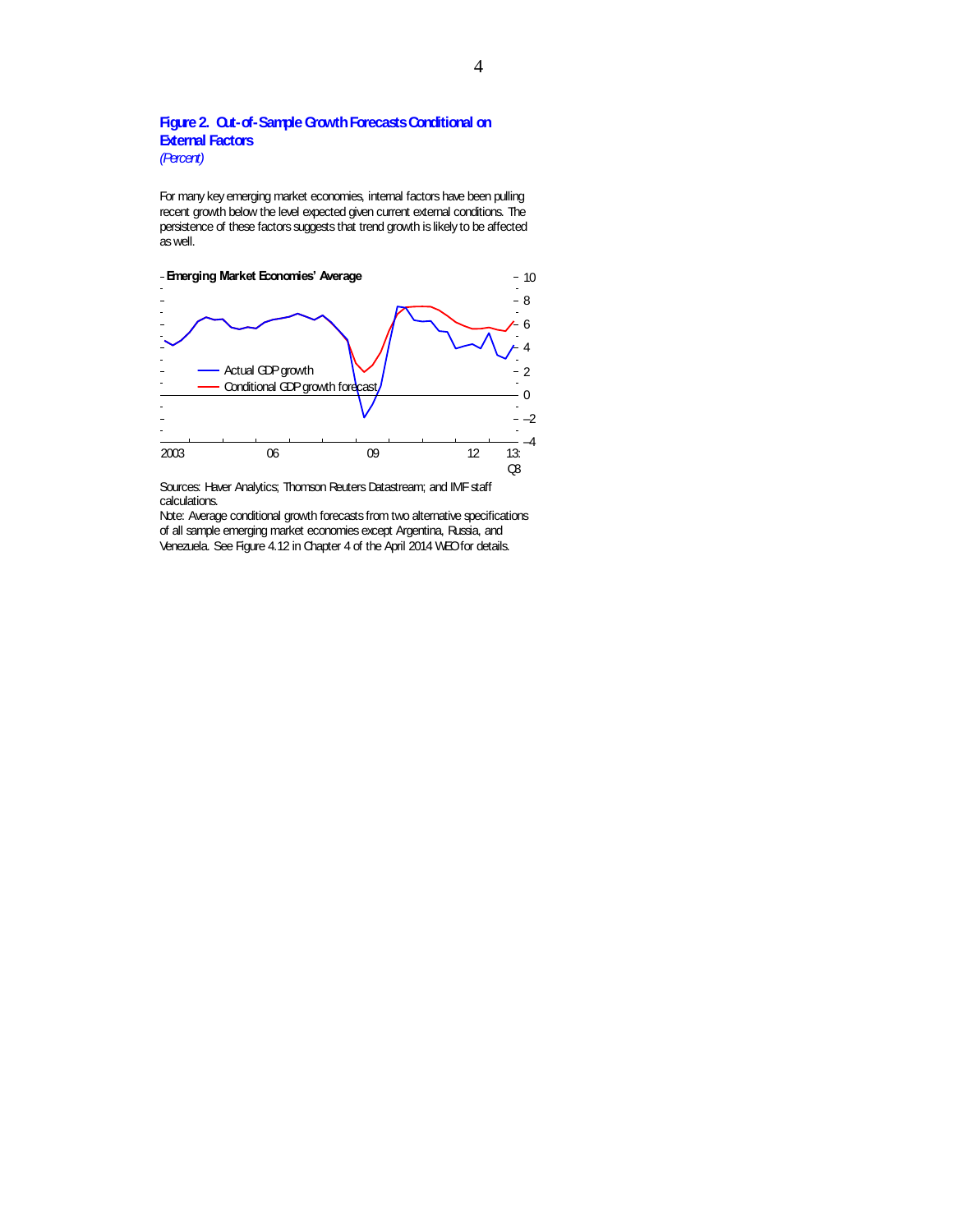**Figure 2. Out-of-Sample Growth Forecasts Conditional on External Factors**
*(Percent)*

For many key emerging market economies, internal factors have been pulling recent growth below the level expected given current external conditions. The persistence of these factors suggests that trend growth is likely to be affected as well.

**Emerging Market Economies' Average**

Actual GDP growth

Conditional GDP growth forecast

10
8
6
4
2
0
–2
–4

2003
06
09
12
13:
Q3

Sources: Haver Analytics; Thomson Reuters Datastream; and IMF staff calculations.

Note: Average conditional growth forecasts from two alternative specifications of all sample emerging market economies except Argentina, Russia, and Venezuela. See Figure 4.12 in Chapter 4 of the April 2014 WEO for details.